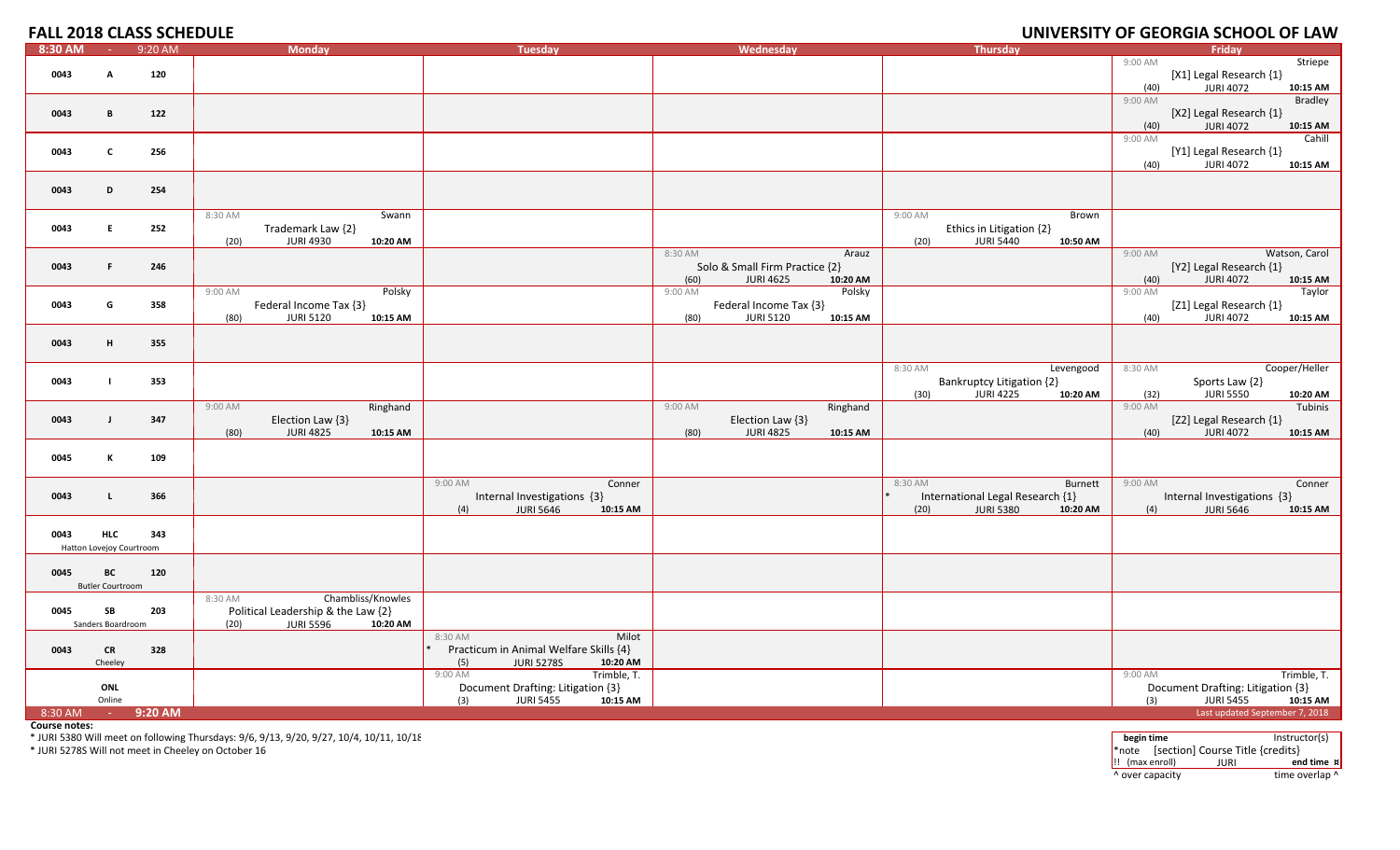# FALL 2018 CLASS SCHEDULE

## UNIVERSITY OF GEORGIA SCHOOL OF LAW

| 8:30 AM - 9:20 AM | Monday | Tuesday | Wednesday | Thursday | Friday |
|---|---|---|---|---|---|
| 0043 A 120 | | | | | 9:00 AM Striepe<br>[X1] Legal Research {1}<br>(40) JURI 4072 10:15 AM |
| 0043 B 122 | | | | | 9:00 AM Bradley<br>[X2] Legal Research {1}<br>(40) JURI 4072 10:15 AM |
| 0043 C 256 | | | | | 9:00 AM Cahill<br>[Y1] Legal Research {1}<br>(40) JURI 4072 10:15 AM |
| 0043 D 254 | | | | | |
| 0043 E 252 | 8:30 AM Swann<br>Trademark Law {2}<br>(20) JURI 4930 10:20 AM | | | 9:00 AM Brown<br>Ethics in Litigation {2}<br>(20) JURI 5440 10:50 AM | |
| 0043 F 246 | | | 8:30 AM Arauz<br>Solo & Small Firm Practice {2}<br>(60) JURI 4625 10:20 AM | | 9:00 AM Watson, Carol<br>[Y2] Legal Research {1}<br>(40) JURI 4072 10:15 AM |
| 0043 G 358 | 9:00 AM Polsky<br>Federal Income Tax {3}<br>(80) JURI 5120 10:15 AM | | 9:00 AM Polsky<br>Federal Income Tax {3}<br>(80) JURI 5120 10:15 AM | | 9:00 AM Taylor<br>[Z1] Legal Research {1}<br>(40) JURI 4072 10:15 AM |
| 0043 H 355 | | | | | |
| 0043 I 353 | | | | 8:30 AM Levengood<br>Bankruptcy Litigation {2}<br>(30) JURI 4225 10:20 AM | 8:30 AM Cooper/Heller<br>Sports Law {2}<br>(32) JURI 5550 10:20 AM |
| 0043 J 347 | 9:00 AM Ringhand<br>Election Law {3}<br>(80) JURI 4825 10:15 AM | | 9:00 AM Ringhand<br>Election Law {3}<br>(80) JURI 4825 10:15 AM | | 9:00 AM Tubinis<br>[Z2] Legal Research {1}<br>(40) JURI 4072 10:15 AM |
| 0045 K 109 | | | | | |
| 0043 L 366 | | 9:00 AM Conner<br>Internal Investigations {3}<br>(4) JURI 5646 10:15 AM | | 8:30 AM Burnett<br>* International Legal Research {1}<br>(20) JURI 5380 10:20 AM | 9:00 AM Conner<br>Internal Investigations {3}<br>(4) JURI 5646 10:15 AM |
| 0043 HLC 343<br>Hatton Lovejoy Courtroom | | | | | |
| 0045 BC 120<br>Butler Courtroom | | | | | |
| 0045 SB 203<br>Sanders Boardroom | 8:30 AM Chambliss/Knowles<br>Political Leadership & the Law {2}<br>(20) JURI 5596 10:20 AM | | | | |
| 0043 CR 328<br>Cheeley | | 8:30 AM Milot<br>* Practicum in Animal Welfare Skills {4}<br>(5) JURI 5278S 10:20 AM | | | |
| ONL<br>Online | | 9:00 AM Trimble, T.<br>Document Drafting: Litigation {3}<br>(3) JURI 5455 10:15 AM | | | 9:00 AM Trimble, T.<br>Document Drafting: Litigation {3}<br>(3) JURI 5455 10:15 AM |
| 8:30 AM - 9:20 AM | | | | | Last updated September 7, 2018 |

**Course notes:**

* JURI 5380 Will meet on following Thursdays: 9/6, 9/13, 9/20, 9/27, 10/4, 10/11, 10/18

* JURI 5278S Will not meet in Cheeley on October 16

| begin time | | Instructor(s) |
|---|---|---|
| *note | [section] Course Title {credits} | |
| !! (max enroll) | JURI | end time ¤ |
| ^ over capacity | | time overlap ^ |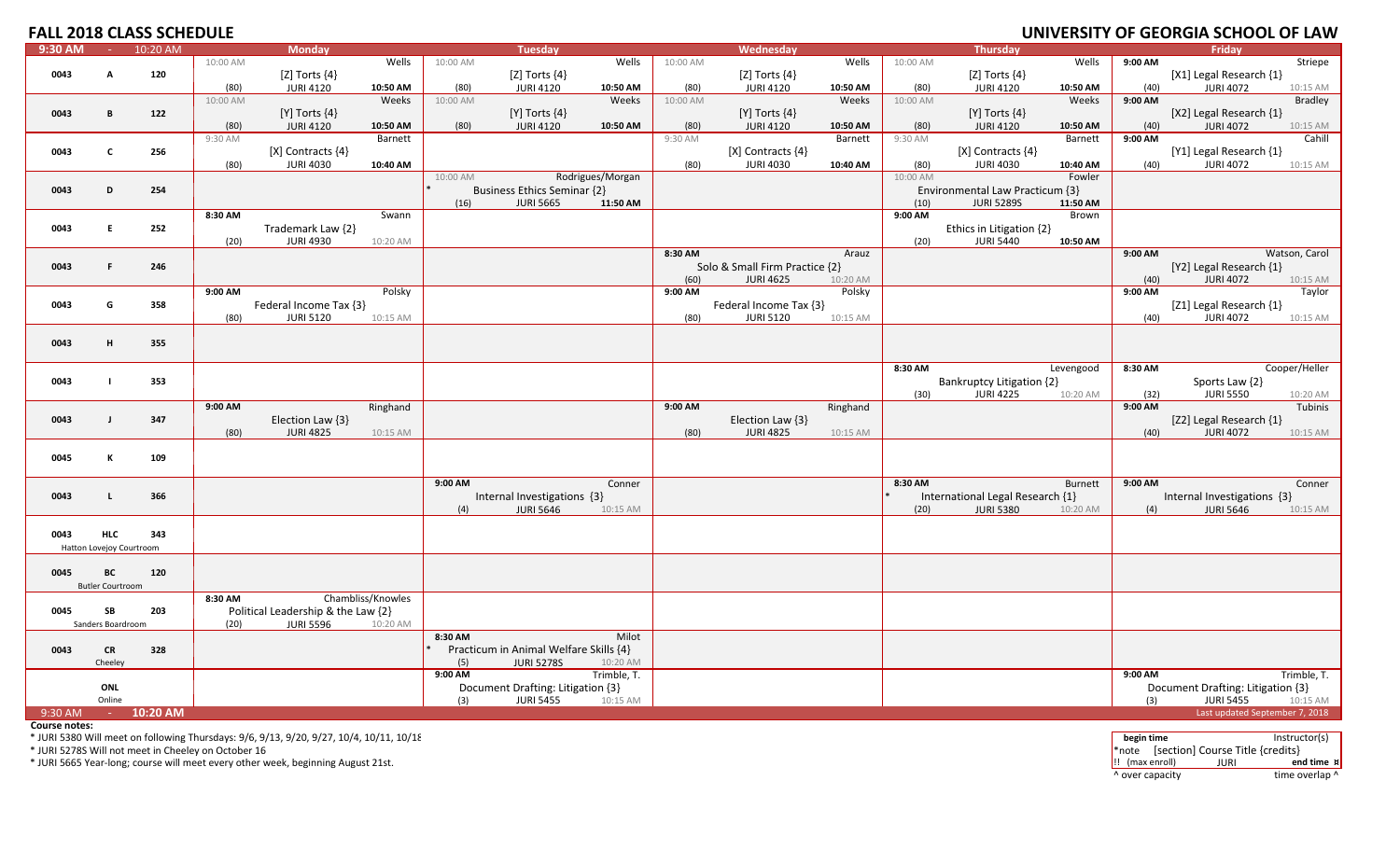# FALL 2018 CLASS SCHEDULE

## UNIVERSITY OF GEORGIA SCHOOL OF LAW

| 9:30 AM - 10:20 AM | | | Monday | Tuesday | Wednesday | Thursday | Friday |
|---|---|---|---|---|---|---|---|
| 0043 | A | 120 | 10:00 AM Wells<br>[Z] Torts {4}<br>(80) JURI 4120 10:50 AM | 10:00 AM Wells<br>[Z] Torts {4}<br>(80) JURI 4120 10:50 AM | 10:00 AM Wells<br>[Z] Torts {4}<br>(80) JURI 4120 10:50 AM | 10:00 AM Wells<br>[Z] Torts {4}<br>(80) JURI 4120 10:50 AM | 9:00 AM Striepe<br>[X1] Legal Research {1}<br>(40) JURI 4072 10:15 AM |
| 0043 | B | 122 | 10:00 AM Weeks<br>[Y] Torts {4}<br>(80) JURI 4120 10:50 AM | 10:00 AM Weeks<br>[Y] Torts {4}<br>(80) JURI 4120 10:50 AM | 10:00 AM Weeks<br>[Y] Torts {4}<br>(80) JURI 4120 10:50 AM | 10:00 AM Weeks<br>[Y] Torts {4}<br>(80) JURI 4120 10:50 AM | 9:00 AM Bradley<br>[X2] Legal Research {1}<br>(40) JURI 4072 10:15 AM |
| 0043 | C | 256 | 9:30 AM Barnett<br>[X] Contracts {4}<br>(80) JURI 4030 10:40 AM | | 9:30 AM Barnett<br>[X] Contracts {4}<br>(80) JURI 4030 10:40 AM | 9:30 AM Barnett<br>[X] Contracts {4}<br>(80) JURI 4030 10:40 AM | 9:00 AM Cahill<br>[Y1] Legal Research {1}<br>(40) JURI 4072 10:15 AM |
| 0043 | D | 254 | | 10:00 AM Rodrigues/Morgan<br>* Business Ethics Seminar {2}<br>(16) JURI 5665 11:50 AM | | 10:00 AM Fowler<br>Environmental Law Practicum {3}<br>(10) JURI 5289S 11:50 AM | |
| 0043 | E | 252 | 8:30 AM Swann<br>Trademark Law {2}<br>(20) JURI 4930 10:20 AM | | | 9:00 AM Brown<br>Ethics in Litigation {2}<br>(20) JURI 5440 10:50 AM | |
| 0043 | F | 246 | | | 8:30 AM Arauz<br>Solo & Small Firm Practice {2}<br>(60) JURI 4625 10:20 AM | | 9:00 AM Watson, Carol<br>[Y2] Legal Research {1}<br>(40) JURI 4072 10:15 AM |
| 0043 | G | 358 | 9:00 AM Polsky<br>Federal Income Tax {3}<br>(80) JURI 5120 10:15 AM | | 9:00 AM Polsky<br>Federal Income Tax {3}<br>(80) JURI 5120 10:15 AM | | 9:00 AM Taylor<br>[Z1] Legal Research {1}<br>(40) JURI 4072 10:15 AM |
| 0043 | H | 355 | | | | | |
| 0043 | I | 353 | | | | 8:30 AM Levengood<br>Bankruptcy Litigation {2}<br>(30) JURI 4225 10:20 AM | 8:30 AM Cooper/Heller<br>Sports Law {2}<br>(32) JURI 5550 10:20 AM |
| 0043 | J | 347 | 9:00 AM Ringhand<br>Election Law {3}<br>(80) JURI 4825 10:15 AM | | 9:00 AM Ringhand<br>Election Law {3}<br>(80) JURI 4825 10:15 AM | | 9:00 AM Tubinis<br>[Z2] Legal Research {1}<br>(40) JURI 4072 10:15 AM |
| 0045 | K | 109 | | | | | |
| 0043 | L | 366 | | 9:00 AM Conner<br>Internal Investigations {3}<br>(4) JURI 5646 10:15 AM | | 8:30 AM Burnett<br>* International Legal Research {1}<br>(20) JURI 5380 10:20 AM | 9:00 AM Conner<br>Internal Investigations {3}<br>(4) JURI 5646 10:15 AM |
| 0043 | HLC<br>Hatton Lovejoy Courtroom | 343 | | | | | |
| 0045 | BC<br>Butler Courtroom | 120 | | | | | |
| 0045 | SB<br>Sanders Boardroom | 203 | 8:30 AM Chambliss/Knowles<br>Political Leadership & the Law {2}<br>(20) JURI 5596 10:20 AM | | | | |
| 0043 | CR<br>Cheeley | 328 | | 8:30 AM Milot<br>* Practicum in Animal Welfare Skills {4}<br>(5) JURI 5278S 10:20 AM | | | |
| | ONL<br>Online | | | 9:00 AM Trimble, T.<br>Document Drafting: Litigation {3}<br>(3) JURI 5455 10:15 AM | | | 9:00 AM Trimble, T.<br>Document Drafting: Litigation {3}<br>(3) JURI 5455 10:15 AM |
| 9:30 AM - 10:20 AM | | | | | | | Last updated September 7, 2018 |

**Course notes:**

* JURI 5380 Will meet on following Thursdays: 9/6, 9/13, 9/20, 9/27, 10/4, 10/11, 10/18

* JURI 5278S Will not meet in Cheeley on October 16

* JURI 5665 Year-long; course will meet every other week, beginning August 21st.

| begin time | | Instructor(s) |
|---|---|---|
| *note | [section] Course Title {credits} | |
| !! (max enroll) | JURI | end time ¤ |
| ^ over capacity | | time overlap ^ |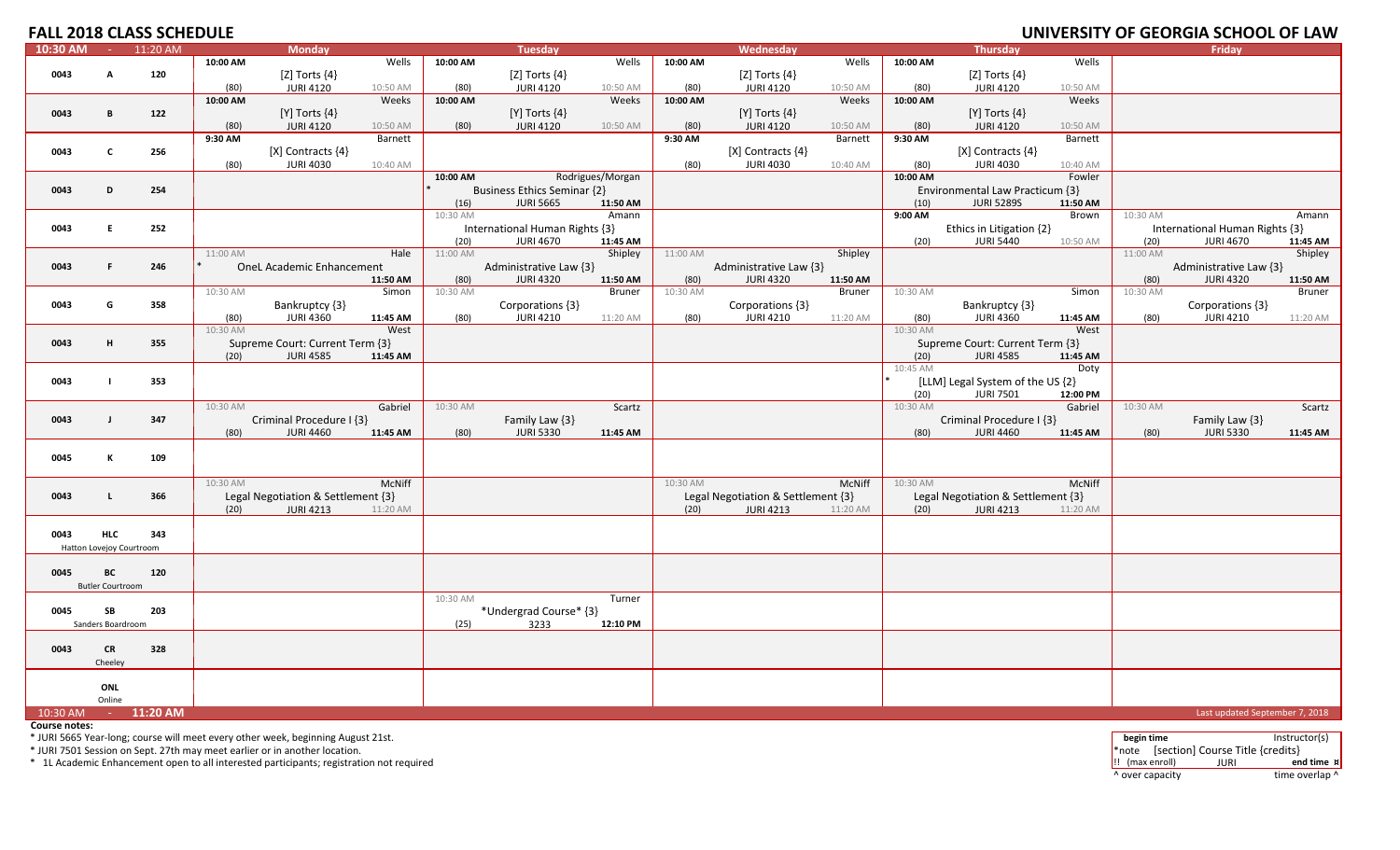## FALL 2018 CLASS SCHEDULE

## UNIVERSITY OF GEORGIA SCHOOL OF LAW

| 10:30 AM - 11:20 AM | | | Monday | Tuesday | Wednesday | Thursday | Friday |
|---|---|---|---|---|---|---|---|
| 0043 | A | 120 | 10:00 AM Wells<br>[Z] Torts {4}<br>(80) JURI 4120 10:50 AM | 10:00 AM Wells<br>[Z] Torts {4}<br>(80) JURI 4120 10:50 AM | 10:00 AM Wells<br>[Z] Torts {4}<br>(80) JURI 4120 10:50 AM | 10:00 AM Wells<br>[Z] Torts {4}<br>(80) JURI 4120 10:50 AM | |
| 0043 | B | 122 | 10:00 AM Weeks<br>[Y] Torts {4}<br>(80) JURI 4120 10:50 AM | 10:00 AM Weeks<br>[Y] Torts {4}<br>(80) JURI 4120 10:50 AM | 10:00 AM Weeks<br>[Y] Torts {4}<br>(80) JURI 4120 10:50 AM | 10:00 AM Weeks<br>[Y] Torts {4}<br>(80) JURI 4120 10:50 AM | |
| 0043 | C | 256 | 9:30 AM Barnett<br>[X] Contracts {4}<br>(80) JURI 4030 10:40 AM | | 9:30 AM Barnett<br>[X] Contracts {4}<br>(80) JURI 4030 10:40 AM | 9:30 AM Barnett<br>[X] Contracts {4}<br>(80) JURI 4030 10:40 AM | |
| 0043 | D | 254 | | 10:00 AM Rodrigues/Morgan<br>* Business Ethics Seminar {2}<br>(16) JURI 5665 11:50 AM | | 10:00 AM Fowler<br>Environmental Law Practicum {3}<br>(10) JURI 5289S 11:50 AM | |
| 0043 | E | 252 | | 10:30 AM Amann<br>International Human Rights {3}<br>(20) JURI 4670 11:45 AM | | 9:00 AM Brown<br>Ethics in Litigation {2}<br>(20) JURI 5440 10:50 AM | 10:30 AM Amann<br>International Human Rights {3}<br>(20) JURI 4670 11:45 AM |
| 0043 | F | 246 | 11:00 AM Hale<br>* OneL Academic Enhancement<br>11:50 AM | 11:00 AM Shipley<br>Administrative Law {3}<br>(80) JURI 4320 11:50 AM | 11:00 AM Shipley<br>Administrative Law {3}<br>(80) JURI 4320 11:50 AM | | 11:00 AM Shipley<br>Administrative Law {3}<br>(80) JURI 4320 11:50 AM |
| 0043 | G | 358 | 10:30 AM Simon<br>Bankruptcy {3}<br>(80) JURI 4360 11:45 AM | 10:30 AM Bruner<br>Corporations {3}<br>(80) JURI 4210 11:20 AM | 10:30 AM Bruner<br>Corporations {3}<br>(80) JURI 4210 11:20 AM | 10:30 AM Simon<br>Bankruptcy {3}<br>(80) JURI 4360 11:45 AM | 10:30 AM Bruner<br>Corporations {3}<br>(80) JURI 4210 11:20 AM |
| 0043 | H | 355 | 10:30 AM West<br>Supreme Court: Current Term {3}<br>(20) JURI 4585 11:45 AM | | | 10:30 AM West<br>Supreme Court: Current Term {3}<br>(20) JURI 4585 11:45 AM | |
| 0043 | I | 353 | | | | 10:45 AM Doty<br>* [LLM] Legal System of the US {2}<br>(20) JURI 7501 12:00 PM | |
| 0043 | J | 347 | 10:30 AM Gabriel<br>Criminal Procedure I {3}<br>(80) JURI 4460 11:45 AM | 10:30 AM Scartz<br>Family Law {3}<br>(80) JURI 5330 11:45 AM | | 10:30 AM Gabriel<br>Criminal Procedure I {3}<br>(80) JURI 4460 11:45 AM | 10:30 AM Scartz<br>Family Law {3}<br>(80) JURI 5330 11:45 AM |
| 0045 | K | 109 | | | | | |
| 0043 | L | 366 | 10:30 AM McNiff<br>Legal Negotiation & Settlement {3}<br>(20) JURI 4213 11:20 AM | | 10:30 AM McNiff<br>Legal Negotiation & Settlement {3}<br>(20) JURI 4213 11:20 AM | 10:30 AM McNiff<br>Legal Negotiation & Settlement {3}<br>(20) JURI 4213 11:20 AM | |
| 0043 | HLC<br>Hatton Lovejoy Courtroom | 343 | | | | | |
| 0045 | BC<br>Butler Courtroom | 120 | | | | | |
| 0045 | SB<br>Sanders Boardroom | 203 | | 10:30 AM Turner<br>*Undergrad Course* {3}<br>(25) 3233 12:10 PM | | | |
| 0043 | CR<br>Cheeley | 328 | | | | | |
| | ONL<br>Online | | | | | | |
| 10:30 AM - 11:20 AM | | | | | | | Last updated September 7, 2018 |

**Course notes:**

* JURI 5665 Year-long; course will meet every other week, beginning August 21st.
* JURI 7501 Session on Sept. 27th may meet earlier or in another location.
* 1L Academic Enhancement open to all interested participants; registration not required

| begin time | | Instructor(s) |
|---|---|---|
| *note | [section] Course Title {credits} | |
| !! (max enroll) | JURI | end time ¤ |
| ^ over capacity | | time overlap ^ |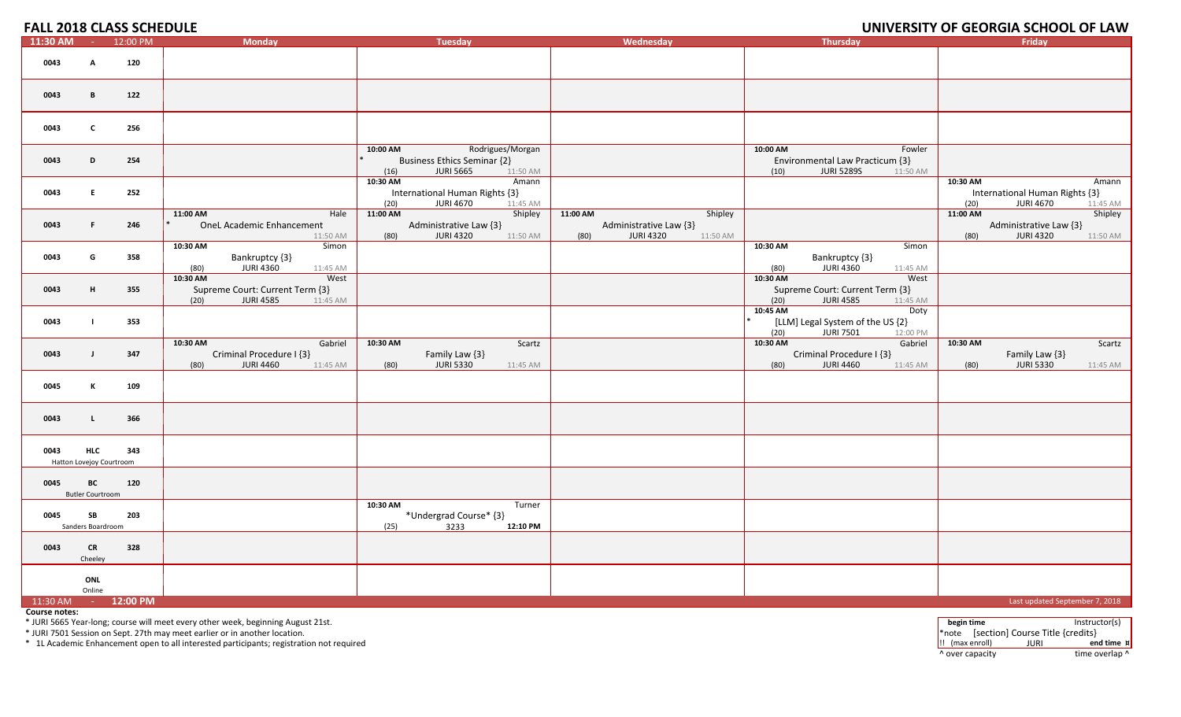# FALL 2018 CLASS SCHEDULE

## UNIVERSITY OF GEORGIA SCHOOL OF LAW

| 11:30 AM - 12:00 PM | Monday | Tuesday | Wednesday | Thursday | Friday |
|---|---|---|---|---|---|
| 0043 A 120 | | | | | |
| 0043 B 122 | | | | | |
| 0043 C 256 | | | | | |
| 0043 D 254 | | 10:00 AM Rodrigues/Morgan * Business Ethics Seminar {2} (16) JURI 5665 11:50 AM | | 10:00 AM Fowler Environmental Law Practicum {3} (10) JURI 5289S 11:50 AM | |
| 0043 E 252 | | 10:30 AM Amann International Human Rights {3} (20) JURI 4670 11:45 AM | | | 10:30 AM Amann International Human Rights {3} (20) JURI 4670 11:45 AM |
| 0043 F 246 | 11:00 AM Hale * OneL Academic Enhancement 11:50 AM | 11:00 AM Shipley Administrative Law {3} (80) JURI 4320 11:50 AM | 11:00 AM Shipley Administrative Law {3} (80) JURI 4320 11:50 AM | | 11:00 AM Shipley Administrative Law {3} (80) JURI 4320 11:50 AM |
| 0043 G 358 | 10:30 AM Simon Bankruptcy {3} (80) JURI 4360 11:45 AM | | | 10:30 AM Simon Bankruptcy {3} (80) JURI 4360 11:45 AM | |
| 0043 H 355 | 10:30 AM West Supreme Court: Current Term {3} (20) JURI 4585 11:45 AM | | | 10:30 AM West Supreme Court: Current Term {3} (20) JURI 4585 11:45 AM | |
| 0043 I 353 | | | | 10:45 AM Doty * [LLM] Legal System of the US {2} (20) JURI 7501 12:00 PM | |
| 0043 J 347 | 10:30 AM Gabriel Criminal Procedure I {3} (80) JURI 4460 11:45 AM | 10:30 AM Scartz Family Law {3} (80) JURI 5330 11:45 AM | | 10:30 AM Gabriel Criminal Procedure I {3} (80) JURI 4460 11:45 AM | 10:30 AM Scartz Family Law {3} (80) JURI 5330 11:45 AM |
| 0045 K 109 | | | | | |
| 0043 L 366 | | | | | |
| 0043 HLC 343 Hatton Lovejoy Courtroom | | | | | |
| 0045 BC 120 Butler Courtroom | | | | | |
| 0045 SB 203 Sanders Boardroom | | 10:30 AM Turner *Undergrad Course* {3} (25) 3233 **12:10 PM** | | | |
| 0043 CR 328 Cheeley | | | | | |
| ONL Online | | | | | |
| 11:30 AM - **12:00 PM** | | | | | Last updated September 7, 2018 |

**Course notes:**

* JURI 5665 Year-long; course will meet every other week, beginning August 21st.
* JURI 7501 Session on Sept. 27th may meet earlier or in another location.
* 1L Academic Enhancement open to all interested participants; registration not required

| **begin time** | | Instructor(s) |
|---|---|---|
| *note | [section] Course Title {credits} | |
| !! (max enroll) | JURI | **end time** ¤ |
| ^ over capacity | | time overlap ^ |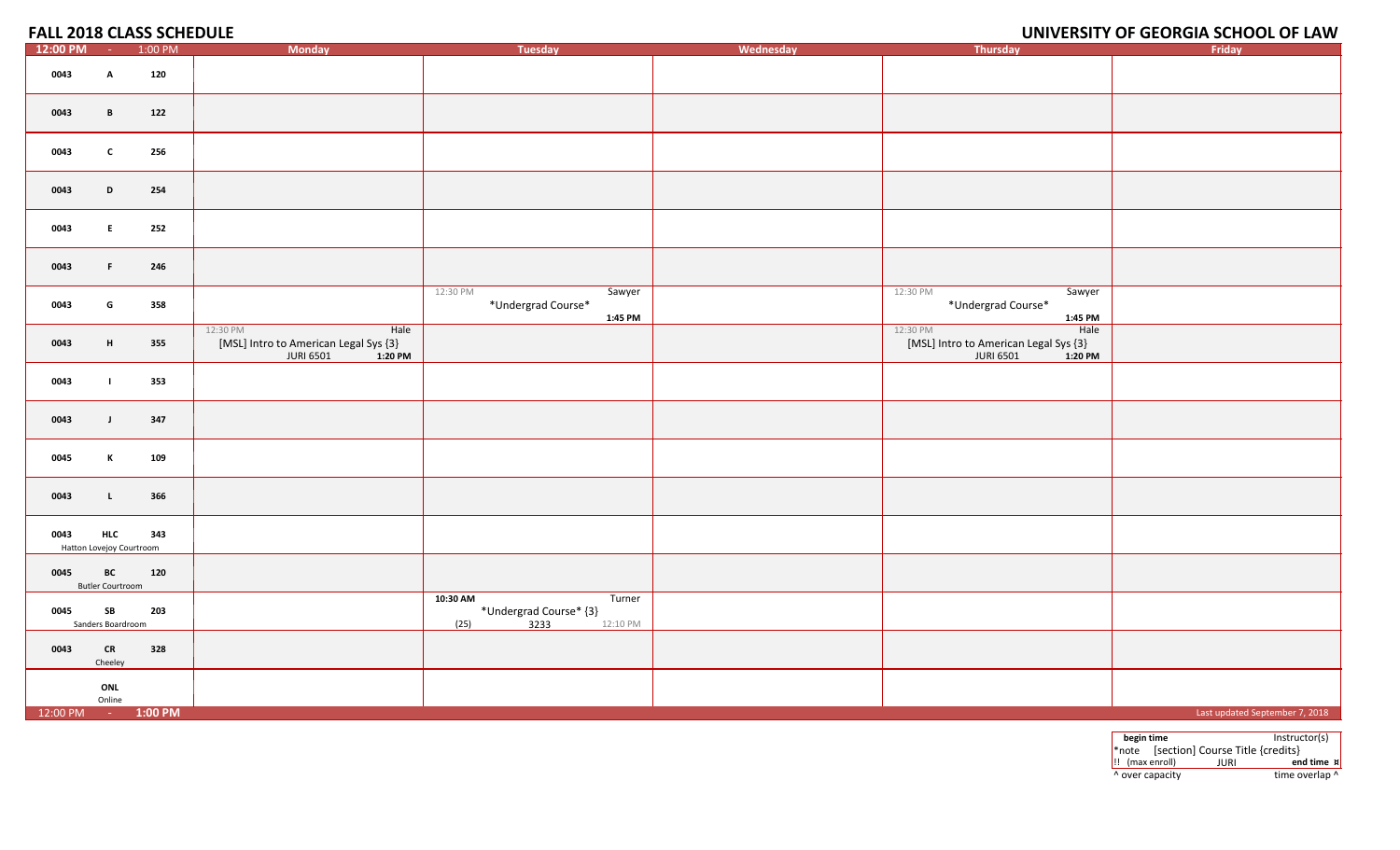# FALL 2018 CLASS SCHEDULE

# UNIVERSITY OF GEORGIA SCHOOL OF LAW

| 12:00 PM - 1:00 PM | Monday | Tuesday | Wednesday | Thursday | Friday |
|---|---|---|---|---|---|
| 0043 A 120 | | | | | |
| 0043 B 122 | | | | | |
| 0043 C 256 | | | | | |
| 0043 D 254 | | | | | |
| 0043 E 252 | | | | | |
| 0043 F 246 | | | | | |
| 0043 G 358 | | 12:30 PM Sawyer *Undergrad Course* **1:45 PM** | | 12:30 PM Sawyer *Undergrad Course* **1:45 PM** | |
| 0043 H 355 | 12:30 PM Hale [MSL] Intro to American Legal Sys {3} JURI 6501 **1:20 PM** | | | 12:30 PM Hale [MSL] Intro to American Legal Sys {3} JURI 6501 **1:20 PM** | |
| 0043 I 353 | | | | | |
| 0043 J 347 | | | | | |
| 0045 K 109 | | | | | |
| 0043 L 366 | | | | | |
| 0043 HLC 343 Hatton Lovejoy Courtroom | | | | | |
| 0045 BC 120 Butler Courtroom | | | | | |
| 0045 SB 203 Sanders Boardroom | | **10:30 AM** Turner *Undergrad Course* {3} (25) 3233 12:10 PM | | | |
| 0043 CR 328 Cheeley | | | | | |
| ONL Online | | | | | |
| 12:00 PM - **1:00 PM** | | | | | Last updated September 7, 2018 |

| **begin time** | | Instructor(s) |
|---|---|---|
| *note | [section] Course Title {credits} | |
| !! (max enroll) | JURI | **end time ¤** |
| ^ over capacity | | time overlap ^ |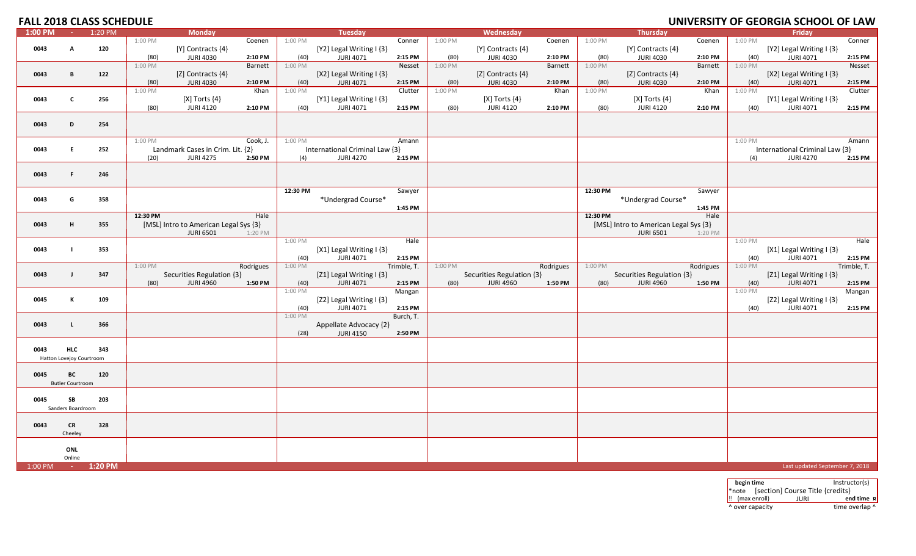# FALL 2018 CLASS SCHEDULE

# UNIVERSITY OF GEORGIA SCHOOL OF LAW

| 1:00 PM - 1:20 PM | | | Monday | Tuesday | Wednesday | Thursday | Friday |
|---|---|---|---|---|---|---|---|
| 0043 | A | 120 | 1:00 PM Coenen [Y] Contracts {4} (80) JURI 4030 2:10 PM | 1:00 PM Conner [Y2] Legal Writing I {3} (40) JURI 4071 2:15 PM | 1:00 PM Coenen [Y] Contracts {4} (80) JURI 4030 2:10 PM | 1:00 PM Coenen [Y] Contracts {4} (80) JURI 4030 2:10 PM | 1:00 PM Conner [Y2] Legal Writing I {3} (40) JURI 4071 2:15 PM |
| 0043 | B | 122 | 1:00 PM Barnett [Z] Contracts {4} (80) JURI 4030 2:10 PM | 1:00 PM Nesset [X2] Legal Writing I {3} (40) JURI 4071 2:15 PM | 1:00 PM Barnett [Z] Contracts {4} (80) JURI 4030 2:10 PM | 1:00 PM Barnett [Z] Contracts {4} (80) JURI 4030 2:10 PM | 1:00 PM Nesset [X2] Legal Writing I {3} (40) JURI 4071 2:15 PM |
| 0043 | C | 256 | 1:00 PM Khan [X] Torts {4} (80) JURI 4120 2:10 PM | 1:00 PM Clutter [Y1] Legal Writing I {3} (40) JURI 4071 2:15 PM | 1:00 PM Khan [X] Torts {4} (80) JURI 4120 2:10 PM | 1:00 PM Khan [X] Torts {4} (80) JURI 4120 2:10 PM | 1:00 PM Clutter [Y1] Legal Writing I {3} (40) JURI 4071 2:15 PM |
| 0043 | D | 254 | | | | | |
| 0043 | E | 252 | 1:00 PM Cook, J. Landmark Cases in Crim. Lit. {2} (20) JURI 4275 2:50 PM | 1:00 PM Amann International Criminal Law {3} (4) JURI 4270 2:15 PM | | | 1:00 PM Amann International Criminal Law {3} (4) JURI 4270 2:15 PM |
| 0043 | F | 246 | | | | | |
| 0043 | G | 358 | | 12:30 PM Sawyer *Undergrad Course* 1:45 PM | | 12:30 PM Sawyer *Undergrad Course* 1:45 PM | |
| 0043 | H | 355 | 12:30 PM Hale [MSL] Intro to American Legal Sys {3} JURI 6501 1:20 PM | | | 12:30 PM Hale [MSL] Intro to American Legal Sys {3} JURI 6501 1:20 PM | |
| 0043 | I | 353 | | 1:00 PM Hale [X1] Legal Writing I {3} (40) JURI 4071 2:15 PM | | | 1:00 PM Hale [X1] Legal Writing I {3} (40) JURI 4071 2:15 PM |
| 0043 | J | 347 | 1:00 PM Rodrigues Securities Regulation {3} (80) JURI 4960 1:50 PM | 1:00 PM Trimble, T. [Z1] Legal Writing I {3} (40) JURI 4071 2:15 PM | 1:00 PM Rodrigues Securities Regulation {3} (80) JURI 4960 1:50 PM | 1:00 PM Rodrigues Securities Regulation {3} (80) JURI 4960 1:50 PM | 1:00 PM Trimble, T. [Z1] Legal Writing I {3} (40) JURI 4071 2:15 PM |
| 0045 | K | 109 | | 1:00 PM Mangan [Z2] Legal Writing I {3} (40) JURI 4071 2:15 PM | | | 1:00 PM Mangan [Z2] Legal Writing I {3} (40) JURI 4071 2:15 PM |
| 0043 | L | 366 | | 1:00 PM Burch, T. Appellate Advocacy {2} (28) JURI 4150 2:50 PM | | | |
| 0043 | HLC Hatton Lovejoy Courtroom | 343 | | | | | |
| 0045 | BC Butler Courtroom | 120 | | | | | |
| 0045 | SB Sanders Boardroom | 203 | | | | | |
| 0043 | CR Cheeley | 328 | | | | | |
| | ONL Online | | | | | | |
| 1:00 PM - 1:20 PM | | | | | | | Last updated September 7, 2018 |

| begin time | | Instructor(s) |
|---|---|---|
| *note | [section] Course Title {credits} | |
| !! (max enroll) | JURI | end time ¤ |
| ^ over capacity | | time overlap ^ |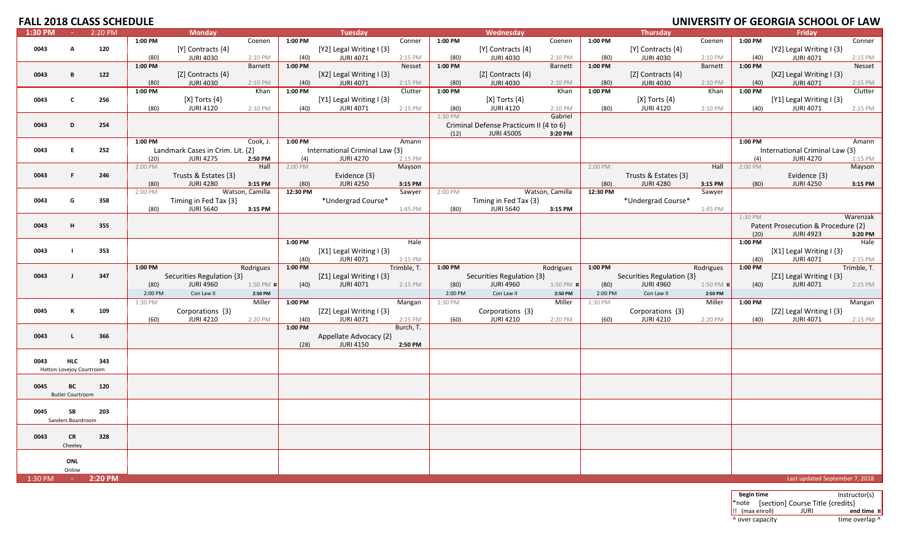## FALL 2018 CLASS SCHEDULE

## UNIVERSITY OF GEORGIA SCHOOL OF LAW

| 1:30 PM - 2:20 PM | | | Monday | Tuesday | Wednesday | Thursday | Friday |
|---|---|---|---|---|---|---|---|
| 0043 | A | 120 | 1:00 PM Coenen [Y] Contracts {4} (80) JURI 4030 2:10 PM | 1:00 PM Conner [Y2] Legal Writing I {3} (40) JURI 4071 2:15 PM | 1:00 PM Coenen [Y] Contracts {4} (80) JURI 4030 2:10 PM | 1:00 PM Coenen [Y] Contracts {4} (80) JURI 4030 2:10 PM | 1:00 PM Conner [Y2] Legal Writing I {3} (40) JURI 4071 2:15 PM |
| 0043 | B | 122 | 1:00 PM Barnett [Z] Contracts {4} (80) JURI 4030 2:10 PM | 1:00 PM Nesset [X2] Legal Writing I {3} (40) JURI 4071 2:15 PM | 1:00 PM Barnett [Z] Contracts {4} (80) JURI 4030 2:10 PM | 1:00 PM Barnett [Z] Contracts {4} (80) JURI 4030 2:10 PM | 1:00 PM Nesset [X2] Legal Writing I {3} (40) JURI 4071 2:15 PM |
| 0043 | C | 256 | 1:00 PM Khan [X] Torts {4} (80) JURI 4120 2:10 PM | 1:00 PM Clutter [Y1] Legal Writing I {3} (40) JURI 4071 2:15 PM | 1:00 PM Khan [X] Torts {4} (80) JURI 4120 2:10 PM | 1:00 PM Khan [X] Torts {4} (80) JURI 4120 2:10 PM | 1:00 PM Clutter [Y1] Legal Writing I {3} (40) JURI 4071 2:15 PM |
| 0043 | D | 254 | | | 1:30 PM Gabriel Criminal Defense Practicum II {4 to 6} (12) JURI 4500S **3:20 PM** | | |
| 0043 | E | 252 | 1:00 PM Cook, J. Landmark Cases in Crim. Lit. {2} (20) JURI 4275 **2:50 PM** | 1:00 PM Amann International Criminal Law {3} (4) JURI 4270 2:15 PM | | | 1:00 PM Amann International Criminal Law {3} (4) JURI 4270 2:15 PM |
| 0043 | F | 246 | 2:00 PM Hall Trusts & Estates {3} (80) JURI 4280 **3:15 PM** | 2:00 PM Mayson Evidence {3} (80) JURI 4250 **3:15 PM** | | 2:00 PM Hall Trusts & Estates {3} (80) JURI 4280 **3:15 PM** | 2:00 PM Mayson Evidence {3} (80) JURI 4250 **3:15 PM** |
| 0043 | G | 358 | 2:00 PM Watson, Camilla Timing in Fed Tax {3} (80) JURI 5640 **3:15 PM** | **12:30 PM** Sawyer *Undergrad Course* 1:45 PM | 2:00 PM Watson, Camilla Timing in Fed Tax {3} (80) JURI 5640 **3:15 PM** | **12:30 PM** Sawyer *Undergrad Course* 1:45 PM | |
| 0043 | H | 355 | | | | | 1:30 PM Warenzak Patent Prosecution & Procedure {2} (20) JURI 4923 **3:20 PM** |
| 0043 | I | 353 | | 1:00 PM Hale [X1] Legal Writing I {3} (40) JURI 4071 2:15 PM | | | 1:00 PM Hale [X1] Legal Writing I {3} (40) JURI 4071 2:15 PM |
| 0043 | J | 347 | 1:00 PM Rodrigues Securities Regulation {3} (80) JURI 4960 1:50 PM ¤ / 2:00 PM Con Law II 2:50 PM | 1:00 PM Trimble, T. [Z1] Legal Writing I {3} (40) JURI 4071 2:15 PM | 1:00 PM Rodrigues Securities Regulation {3} (80) JURI 4960 1:50 PM ¤ / 2:00 PM Con Law II 2:50 PM | 1:00 PM Rodrigues Securities Regulation {3} (80) JURI 4960 1:50 PM ¤ / 2:00 PM Con Law II 2:50 PM | 1:00 PM Trimble, T. [Z1] Legal Writing I {3} (40) JURI 4071 2:15 PM |
| 0045 | K | 109 | 1:30 PM Miller Corporations {3} (60) JURI 4210 2:20 PM | 1:00 PM Mangan [Z2] Legal Writing I {3} (40) JURI 4071 2:15 PM | 1:30 PM Miller Corporations {3} (60) JURI 4210 2:20 PM | 1:30 PM Miller Corporations {3} (60) JURI 4210 2:20 PM | 1:00 PM Mangan [Z2] Legal Writing I {3} (40) JURI 4071 2:15 PM |
| 0043 | L | 366 | | 1:00 PM Burch, T. Appellate Advocacy {2} (28) JURI 4150 **2:50 PM** | | | |
| 0043 | HLC Hatton Lovejoy Courtroom | 343 | | | | | |
| 0045 | BC Butler Courtroom | 120 | | | | | |
| 0045 | SB Sanders Boardroom | 203 | | | | | |
| 0043 | CR Cheeley | 328 | | | | | |
| | ONL Online | | | | | | |

1:30 PM - **2:20 PM**

Last updated September 7, 2018

| begin time | Instructor(s) |
|---|---|
| *note [section] Course Title {credits} | |
| !! (max enroll) JURI | **end time ¤** |
| ^ over capacity | time overlap ^ |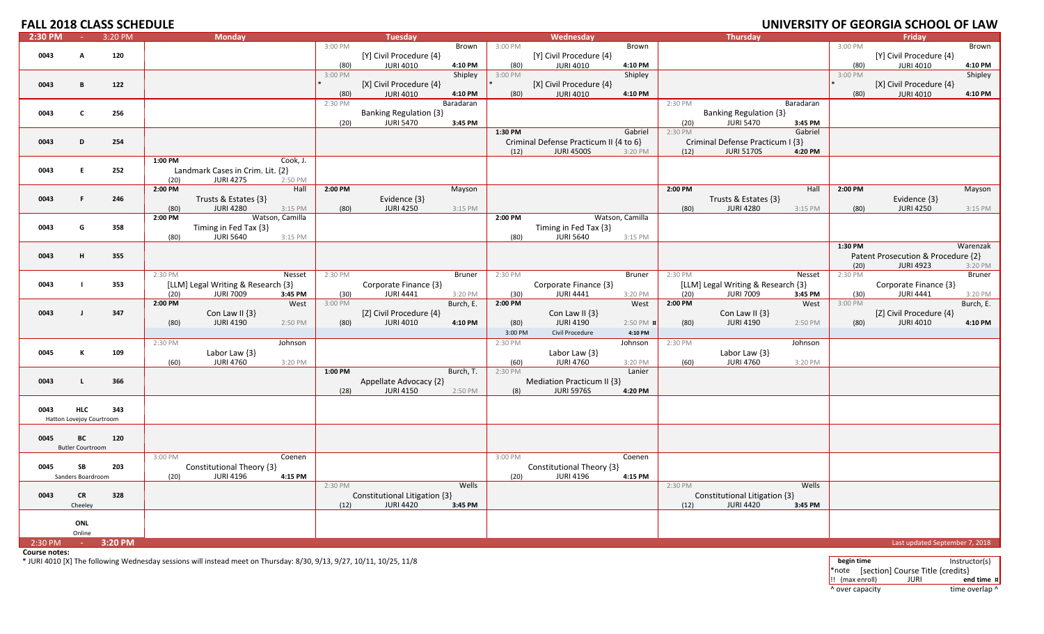# FALL 2018 CLASS SCHEDULE

## UNIVERSITY OF GEORGIA SCHOOL OF LAW

| 2:30 PM - 3:20 PM | | | Monday | Tuesday | Wednesday | Thursday | Friday |
|---|---|---|---|---|---|---|---|
| 0043 | A | 120 | | 3:00 PM Brown<br>[Y] Civil Procedure {4}<br>(80) JURI 4010 4:10 PM | 3:00 PM Brown<br>[Y] Civil Procedure {4}<br>(80) JURI 4010 4:10 PM | | 3:00 PM Brown<br>[Y] Civil Procedure {4}<br>(80) JURI 4010 4:10 PM |
| 0043 | B | 122 | | 3:00 PM Shipley<br>* [X] Civil Procedure {4}<br>(80) JURI 4010 4:10 PM | 3:00 PM Shipley<br>* [X] Civil Procedure {4}<br>(80) JURI 4010 4:10 PM | | 3:00 PM Shipley<br>* [X] Civil Procedure {4}<br>(80) JURI 4010 4:10 PM |
| 0043 | C | 256 | | 2:30 PM Baradaran<br>Banking Regulation {3}<br>(20) JURI 5470 3:45 PM | | 2:30 PM Baradaran<br>Banking Regulation {3}<br>(20) JURI 5470 3:45 PM | |
| 0043 | D | 254 | | | 1:30 PM Gabriel<br>Criminal Defense Practicum II {4 to 6}<br>(12) JURI 4500S 3:20 PM | 2:30 PM Gabriel<br>Criminal Defense Practicum I {3}<br>(12) JURI 5170S 4:20 PM | |
| 0043 | E | 252 | 1:00 PM Cook, J.<br>Landmark Cases in Crim. Lit. {2}<br>(20) JURI 4275 2:50 PM | | | | |
| 0043 | F | 246 | 2:00 PM Hall<br>Trusts & Estates {3}<br>(80) JURI 4280 3:15 PM | 2:00 PM Mayson<br>Evidence {3}<br>(80) JURI 4250 3:15 PM | | 2:00 PM Hall<br>Trusts & Estates {3}<br>(80) JURI 4280 3:15 PM | 2:00 PM Mayson<br>Evidence {3}<br>(80) JURI 4250 3:15 PM |
| 0043 | G | 358 | 2:00 PM Watson, Camilla<br>Timing in Fed Tax {3}<br>(80) JURI 5640 3:15 PM | | 2:00 PM Watson, Camilla<br>Timing in Fed Tax {3}<br>(80) JURI 5640 3:15 PM | | |
| 0043 | H | 355 | | | | | 1:30 PM Warenzak<br>Patent Prosecution & Procedure {2}<br>(20) JURI 4923 3:20 PM |
| 0043 | I | 353 | 2:30 PM Nesset<br>[LLM] Legal Writing & Research {3}<br>(20) JURI 7009 3:45 PM | 2:30 PM Bruner<br>Corporate Finance {3}<br>(30) JURI 4441 3:20 PM | 2:30 PM Bruner<br>Corporate Finance {3}<br>(30) JURI 4441 3:20 PM | 2:30 PM Nesset<br>[LLM] Legal Writing & Research {3}<br>(20) JURI 7009 3:45 PM | 2:30 PM Bruner<br>Corporate Finance {3}<br>(30) JURI 4441 3:20 PM |
| 0043 | J | 347 | 2:00 PM West<br>Con Law II {3}<br>(80) JURI 4190 2:50 PM | 3:00 PM Burch, E.<br>[Z] Civil Procedure {4}<br>(80) JURI 4010 4:10 PM | 2:00 PM West<br>Con Law II {3}<br>(80) JURI 4190 2:50 PM ¤<br>3:00 PM Civil Procedure 4:10 PM | 2:00 PM West<br>Con Law II {3}<br>(80) JURI 4190 2:50 PM | 3:00 PM Burch, E.<br>[Z] Civil Procedure {4}<br>(80) JURI 4010 4:10 PM |
| 0045 | K | 109 | 2:30 PM Johnson<br>Labor Law {3}<br>(60) JURI 4760 3:20 PM | | 2:30 PM Johnson<br>Labor Law {3}<br>(60) JURI 4760 3:20 PM | 2:30 PM Johnson<br>Labor Law {3}<br>(60) JURI 4760 3:20 PM | |
| 0043 | L | 366 | | 1:00 PM Burch, T.<br>Appellate Advocacy {2}<br>(28) JURI 4150 2:50 PM | 2:30 PM Lanier<br>Mediation Practicum II {3}<br>(8) JURI 5976S 4:20 PM | | |
| 0043 | HLC<br>Hatton Lovejoy Courtroom | 343 | | | | | |
| 0045 | BC<br>Butler Courtroom | 120 | | | | | |
| 0045 | SB<br>Sanders Boardroom | 203 | 3:00 PM Coenen<br>Constitutional Theory {3}<br>(20) JURI 4196 4:15 PM | | 3:00 PM Coenen<br>Constitutional Theory {3}<br>(20) JURI 4196 4:15 PM | | |
| 0043 | CR<br>Cheeley | 328 | | 2:30 PM Wells<br>Constitutional Litigation {3}<br>(12) JURI 4420 3:45 PM | | 2:30 PM Wells<br>Constitutional Litigation {3}<br>(12) JURI 4420 3:45 PM | |
| | ONL<br>Online | | | | | | |

2:30 PM - 3:20 PM

Last updated September 7, 2018

**Course notes:**

* JURI 4010 [X] The following Wednesday sessions will instead meet on Thursday: 8/30, 9/13, 9/27, 10/11, 10/25, 11/8

| begin time | | Instructor(s) |
|---|---|---|
| *note | [section] Course Title {credits} | |
| !! (max enroll) | JURI | end time ¤ |
| ^ over capacity | | time overlap ^ |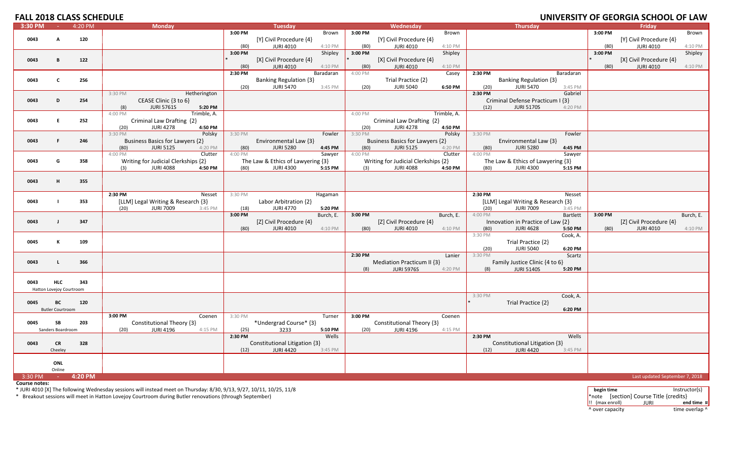# FALL 2018 CLASS SCHEDULE

## UNIVERSITY OF GEORGIA SCHOOL OF LAW

| 3:30 PM - 4:20 PM | | | Monday | Tuesday | Wednesday | Thursday | Friday |
|---|---|---|---|---|---|---|---|
| 0043 | A | 120 | | 3:00 PM Brown<br>[Y] Civil Procedure {4}<br>(80) JURI 4010 4:10 PM | 3:00 PM Brown<br>[Y] Civil Procedure {4}<br>(80) JURI 4010 4:10 PM | | 3:00 PM Brown<br>[Y] Civil Procedure {4}<br>(80) JURI 4010 4:10 PM |
| 0043 | B | 122 | | 3:00 PM Shipley<br>* [X] Civil Procedure {4}<br>(80) JURI 4010 4:10 PM | 3:00 PM Shipley<br>* [X] Civil Procedure {4}<br>(80) JURI 4010 4:10 PM | | 3:00 PM Shipley<br>* [X] Civil Procedure {4}<br>(80) JURI 4010 4:10 PM |
| 0043 | C | 256 | | 2:30 PM Baradaran<br>Banking Regulation {3}<br>(20) JURI 5470 3:45 PM | 4:00 PM Casey<br>Trial Practice {2}<br>(20) JURI 5040 **6:50 PM** | 2:30 PM Baradaran<br>Banking Regulation {3}<br>(20) JURI 5470 3:45 PM | |
| 0043 | D | 254 | 3:30 PM Hetherington<br>CEASE Clinic {3 to 6}<br>(8) JURI 5761S **5:20 PM** | | | 2:30 PM Gabriel<br>Criminal Defense Practicum I {3}<br>(12) JURI 5170S 4:20 PM | |
| 0043 | E | 252 | 4:00 PM Trimble, A.<br>Criminal Law Drafting {2}<br>(20) JURI 4278 **4:50 PM** | | 4:00 PM Trimble, A.<br>Criminal Law Drafting {2}<br>(20) JURI 4278 **4:50 PM** | | |
| 0043 | F | 246 | 3:30 PM Polsky<br>Business Basics for Lawyers {2}<br>(80) JURI 5125 4:20 PM | 3:30 PM Fowler<br>Environmental Law {3}<br>(80) JURI 5280 **4:45 PM** | 3:30 PM Polsky<br>Business Basics for Lawyers {2}<br>(80) JURI 5125 4:20 PM | 3:30 PM Fowler<br>Environmental Law {3}<br>(80) JURI 5280 **4:45 PM** | |
| 0043 | G | 358 | 4:00 PM Clutter<br>Writing for Judicial Clerkships {2}<br>(3) JURI 4088 **4:50 PM** | 4:00 PM Sawyer<br>The Law & Ethics of Lawyering {3}<br>(80) JURI 4300 **5:15 PM** | 4:00 PM Clutter<br>Writing for Judicial Clerkships {2}<br>(3) JURI 4088 **4:50 PM** | 4:00 PM Sawyer<br>The Law & Ethics of Lawyering {3}<br>(80) JURI 4300 **5:15 PM** | |
| 0043 | H | 355 | | | | | |
| 0043 | I | 353 | 2:30 PM Nesset<br>[LLM] Legal Writing & Research {3}<br>(20) JURI 7009 3:45 PM | 3:30 PM Hagaman<br>Labor Arbitration {2}<br>(18) JURI 4770 **5:20 PM** | | 2:30 PM Nesset<br>[LLM] Legal Writing & Research {3}<br>(20) JURI 7009 3:45 PM | |
| 0043 | J | 347 | | 3:00 PM Burch, E.<br>[Z] Civil Procedure {4}<br>(80) JURI 4010 4:10 PM | 3:00 PM Burch, E.<br>[Z] Civil Procedure {4}<br>(80) JURI 4010 4:10 PM | 4:00 PM Bartlett<br>Innovation in Practice of Law {2}<br>(80) JURI 4628 **5:50 PM** | 3:00 PM Burch, E.<br>[Z] Civil Procedure {4}<br>(80) JURI 4010 4:10 PM |
| 0045 | K | 109 | | | | 3:30 PM Cook, A.<br>Trial Practice {2}<br>(20) JURI 5040 **6:20 PM** | |
| 0043 | L | 366 | | | 2:30 PM Lanier<br>Mediation Practicum II {3}<br>(8) JURI 5976S 4:20 PM | 3:30 PM Scartz<br>Family Justice Clinic {4 to 6}<br>(8) JURI 5140S **5:20 PM** | |
| 0043 | HLC<br>Hatton Lovejoy Courtroom | 343 | | | | | |
| 0045 | BC<br>Butler Courtroom | 120 | | | | 3:30 PM Cook, A.<br>* Trial Practice {2}<br>**6:20 PM** | |
| 0045 | SB<br>Sanders Boardroom | 203 | 3:00 PM Coenen<br>Constitutional Theory {3}<br>(20) JURI 4196 4:15 PM | 3:30 PM Turner<br>\*Undergrad Course\* {3}<br>(25) 3233 **5:10 PM** | 3:00 PM Coenen<br>Constitutional Theory {3}<br>(20) JURI 4196 4:15 PM | | |
| 0043 | CR<br>Cheeley | 328 | | 2:30 PM Wells<br>Constitutional Litigation {3}<br>(12) JURI 4420 3:45 PM | | 2:30 PM Wells<br>Constitutional Litigation {3}<br>(12) JURI 4420 3:45 PM | |
| | ONL<br>Online | | | | | | |

3:30 PM - 4:20 PM

Last updated September 7, 2018

**Course notes:**

* JURI 4010 [X] The following Wednesday sessions will instead meet on Thursday: 8/30, 9/13, 9/27, 10/11, 10/25, 11/8
* Breakout sessions will meet in Hatton Lovejoy Courtroom during Butler renovations (through September)

| **begin time** | | Instructor(s) |
|---|---|---|
| *note | [section] Course Title {credits} | |
| !! (max enroll) | JURI | **end time** ¤ |
| ^ over capacity | | time overlap ^ |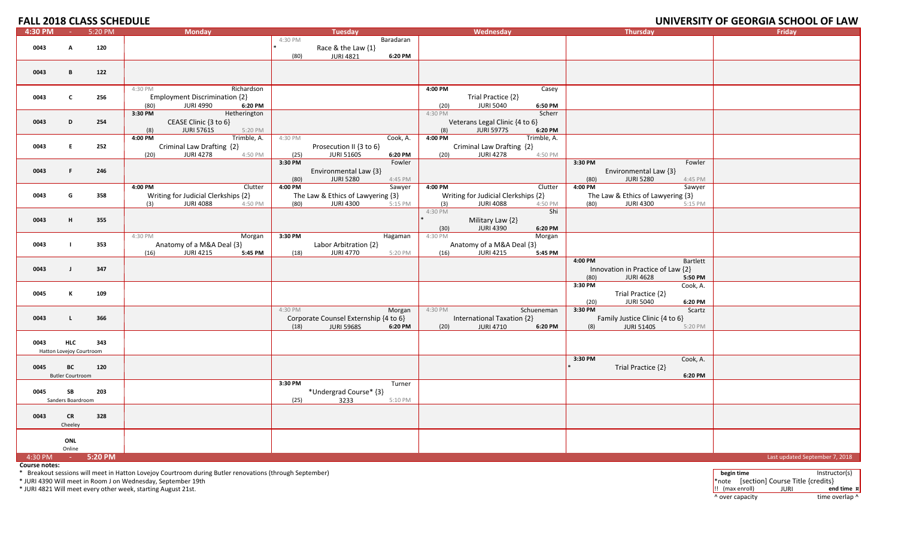# FALL 2018 CLASS SCHEDULE

## UNIVERSITY OF GEORGIA SCHOOL OF LAW

| 4:30 PM - 5:20 PM | | | Monday | Tuesday | Wednesday | Thursday | Friday |
|---|---|---|---|---|---|---|---|
| 0043 | A | 120 | | 4:30 PM Baradaran * Race & the Law {1} (80) JURI 4821 6:20 PM | | | |
| 0043 | B | 122 | | | | | |
| 0043 | C | 256 | 4:30 PM Richardson Employment Discrimination {2} (80) JURI 4990 6:20 PM | | 4:00 PM Casey Trial Practice {2} (20) JURI 5040 6:50 PM | | |
| 0043 | D | 254 | 3:30 PM Hetherington CEASE Clinic {3 to 6} (8) JURI 5761S 5:20 PM | | 4:30 PM Scherr Veterans Legal Clinic {4 to 6} (8) JURI 5977S 6:20 PM | | |
| 0043 | E | 252 | 4:00 PM Trimble, A. Criminal Law Drafting {2} (20) JURI 4278 4:50 PM | 4:30 PM Cook, A. Prosecution II {3 to 6} (25) JURI 5160S 6:20 PM | 4:00 PM Trimble, A. Criminal Law Drafting {2} (20) JURI 4278 4:50 PM | | |
| 0043 | F | 246 | | 3:30 PM Fowler Environmental Law {3} (80) JURI 5280 4:45 PM | | 3:30 PM Fowler Environmental Law {3} (80) JURI 5280 4:45 PM | |
| 0043 | G | 358 | 4:00 PM Clutter Writing for Judicial Clerkships {2} (3) JURI 4088 4:50 PM | 4:00 PM Sawyer The Law & Ethics of Lawyering {3} (80) JURI 4300 5:15 PM | 4:00 PM Clutter Writing for Judicial Clerkships {2} (3) JURI 4088 4:50 PM | 4:00 PM Sawyer The Law & Ethics of Lawyering {3} (80) JURI 4300 5:15 PM | |
| 0043 | H | 355 | | | 4:30 PM Shi * Military Law {2} (30) JURI 4390 6:20 PM | | |
| 0043 | I | 353 | 4:30 PM Morgan Anatomy of a M&A Deal {3} (16) JURI 4215 5:45 PM | 3:30 PM Hagaman Labor Arbitration {2} (18) JURI 4770 5:20 PM | 4:30 PM Morgan Anatomy of a M&A Deal {3} (16) JURI 4215 5:45 PM | | |
| 0043 | J | 347 | | | | 4:00 PM Bartlett Innovation in Practice of Law {2} (80) JURI 4628 5:50 PM | |
| 0045 | K | 109 | | | | 3:30 PM Cook, A. Trial Practice {2} (20) JURI 5040 6:20 PM | |
| 0043 | L | 366 | | 4:30 PM Morgan Corporate Counsel Externship {4 to 6} (18) JURI 5968S 6:20 PM | 4:30 PM Schueneman International Taxation {2} (20) JURI 4710 6:20 PM | 3:30 PM Scartz Family Justice Clinic {4 to 6} (8) JURI 5140S 5:20 PM | |
| 0043 | HLC Hatton Lovejoy Courtroom | 343 | | | | | |
| 0045 | BC Butler Courtroom | 120 | | | | 3:30 PM Cook, A. * Trial Practice {2} 6:20 PM | |
| 0045 | SB Sanders Boardroom | 203 | | 3:30 PM Turner *Undergrad Course* {3} (25) 3233 5:10 PM | | | |
| 0043 | CR Cheeley | 328 | | | | | |
| | ONL Online | | | | | | |
| 4:30 PM - 5:20 PM | | | | | | | Last updated September 7, 2018 |

**Course notes:**

\* Breakout sessions will meet in Hatton Lovejoy Courtroom during Butler renovations (through September)

\* JURI 4390 Will meet in Room J on Wednesday, September 19th

\* JURI 4821 Will meet every other week, starting August 21st.

| Legend | |
|---|---|
| **begin time** | Instructor(s) |
| *note [section] Course Title {credits} | |
| !! (max enroll) JURI | **end time** ¤ |
| ^ over capacity | time overlap ^ |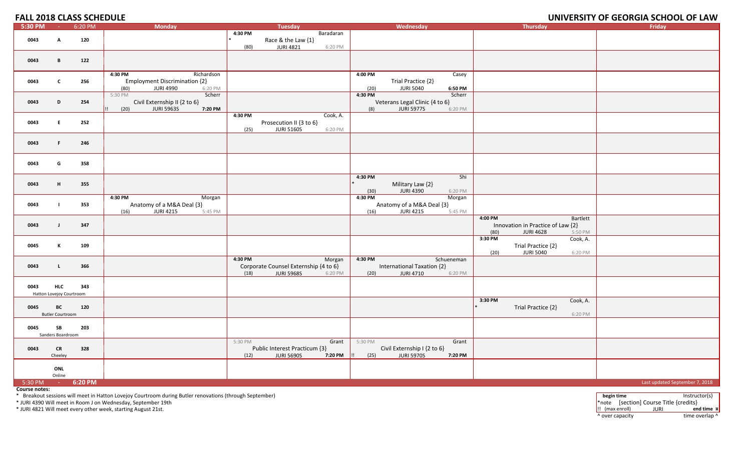# FALL 2018 CLASS SCHEDULE

## UNIVERSITY OF GEORGIA SCHOOL OF LAW

| 5:30 PM - 6:20 PM | | | Monday | Tuesday | Wednesday | Thursday | Friday |
|---|---|---|---|---|---|---|---|
| 0043 | A | 120 | | 4:30 PM Baradaran * Race & the Law {1} (80) JURI 4821 6:20 PM | | | |
| 0043 | B | 122 | | | | | |
| 0043 | C | 256 | 4:30 PM Richardson Employment Discrimination {2} (80) JURI 4990 6:20 PM | | 4:00 PM Casey Trial Practice {2} (20) JURI 5040 **6:50 PM** | | |
| 0043 | D | 254 | 5:30 PM Scherr Civil Externship II {2 to 6} !! (20) JURI 5963S **7:20 PM** | | 4:30 PM Scherr Veterans Legal Clinic {4 to 6} (8) JURI 5977S 6:20 PM | | |
| 0043 | E | 252 | | 4:30 PM Cook, A. Prosecution II {3 to 6} (25) JURI 5160S 6:20 PM | | | |
| 0043 | F | 246 | | | | | |
| 0043 | G | 358 | | | | | |
| 0043 | H | 355 | | | 4:30 PM Shi * Military Law {2} (30) JURI 4390 6:20 PM | | |
| 0043 | I | 353 | 4:30 PM Morgan Anatomy of a M&A Deal {3} (16) JURI 4215 5:45 PM | | 4:30 PM Morgan Anatomy of a M&A Deal {3} (16) JURI 4215 5:45 PM | | |
| 0043 | J | 347 | | | | 4:00 PM Bartlett Innovation in Practice of Law {2} (80) JURI 4628 5:50 PM | |
| 0045 | K | 109 | | | | 3:30 PM Cook, A. Trial Practice {2} (20) JURI 5040 6:20 PM | |
| 0043 | L | 366 | | 4:30 PM Morgan Corporate Counsel Externship {4 to 6} (18) JURI 5968S 6:20 PM | 4:30 PM Schueneman International Taxation {2} (20) JURI 4710 6:20 PM | | |
| 0043 | HLC Hatton Lovejoy Courtroom | 343 | | | | | |
| 0045 | BC Butler Courtroom | 120 | | | | 3:30 PM Cook, A. * Trial Practice {2} 6:20 PM | |
| 0045 | SB Sanders Boardroom | 203 | | | | | |
| 0043 | CR Cheeley | 328 | | 5:30 PM Grant Public Interest Practicum {3} (12) JURI 5690S **7:20 PM** | 5:30 PM Grant Civil Externship I {2 to 6} !! (25) JURI 5970S **7:20 PM** | | |
| | ONL Online | | | | | | |
| 5:30 PM - **6:20 PM** | | | | | | | Last updated September 7, 2018 |

**Course notes:**

* Breakout sessions will meet in Hatton Lovejoy Courtroom during Butler renovations (through September)
* JURI 4390 Will meet in Room J on Wednesday, September 19th
* JURI 4821 Will meet every other week, starting August 21st.

| **begin time** | Instructor(s) |
|---|---|
| *note [section] Course Title {credits} | |
| !! (max enroll) JURI | **end time ¤** |
| ^ over capacity | time overlap ^ |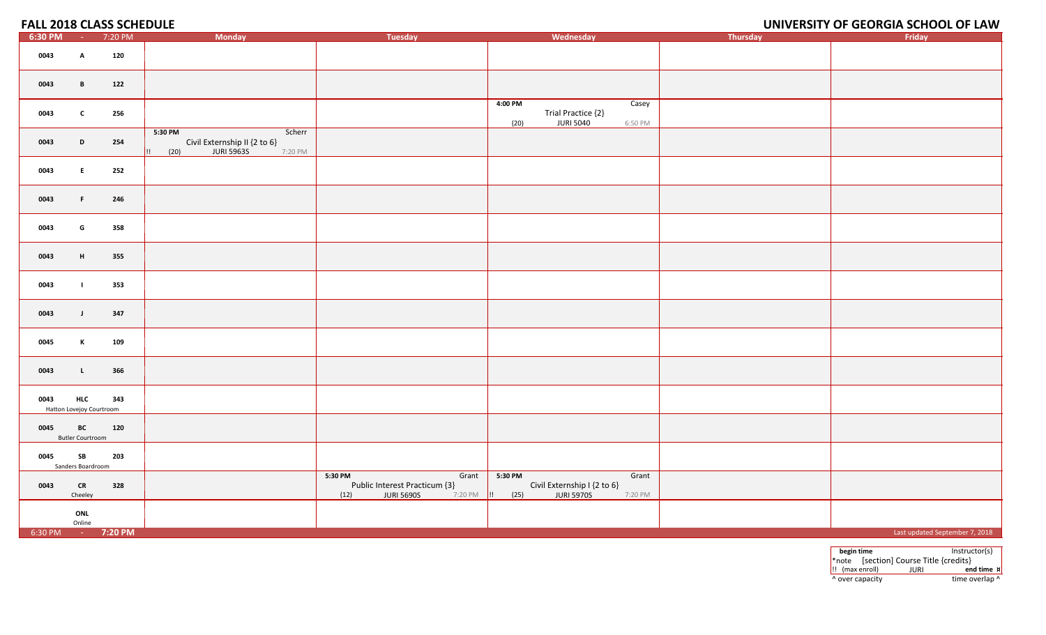# FALL 2018 CLASS SCHEDULE

# UNIVERSITY OF GEORGIA SCHOOL OF LAW

| 6:30 PM - 7:20 PM | Monday | Tuesday | Wednesday | Thursday | Friday |
|---|---|---|---|---|---|
| 0043 A 120 | | | | | |
| 0043 B 122 | | | | | |
| 0043 C 256 | | | 4:00 PM Casey<br>Trial Practice {2}<br>(20) JURI 5040 6:50 PM | | |
| 0043 D 254 | 5:30 PM Scherr<br>Civil Externship II {2 to 6}<br>!! (20) JURI 5963S 7:20 PM | | | | |
| 0043 E 252 | | | | | |
| 0043 F 246 | | | | | |
| 0043 G 358 | | | | | |
| 0043 H 355 | | | | | |
| 0043 I 353 | | | | | |
| 0043 J 347 | | | | | |
| 0045 K 109 | | | | | |
| 0043 L 366 | | | | | |
| 0043 HLC 343 Hatton Lovejoy Courtroom | | | | | |
| 0045 BC 120 Butler Courtroom | | | | | |
| 0045 SB 203 Sanders Boardroom | | | | | |
| 0043 CR 328 Cheeley | | 5:30 PM Grant<br>Public Interest Practicum {3}<br>(12) JURI 5690S 7:20 PM | 5:30 PM Grant<br>Civil Externship I {2 to 6}<br>!! (25) JURI 5970S 7:20 PM | | |
| ONL Online | | | | | |
| 6:30 PM - 7:20 PM | | | | | Last updated September 7, 2018 |

| begin time | | Instructor(s) |
|---|---|---|
| *note | [section] Course Title {credits} | |
| !! (max enroll) | JURI | end time ¤ |
| ^ over capacity | | time overlap ^ |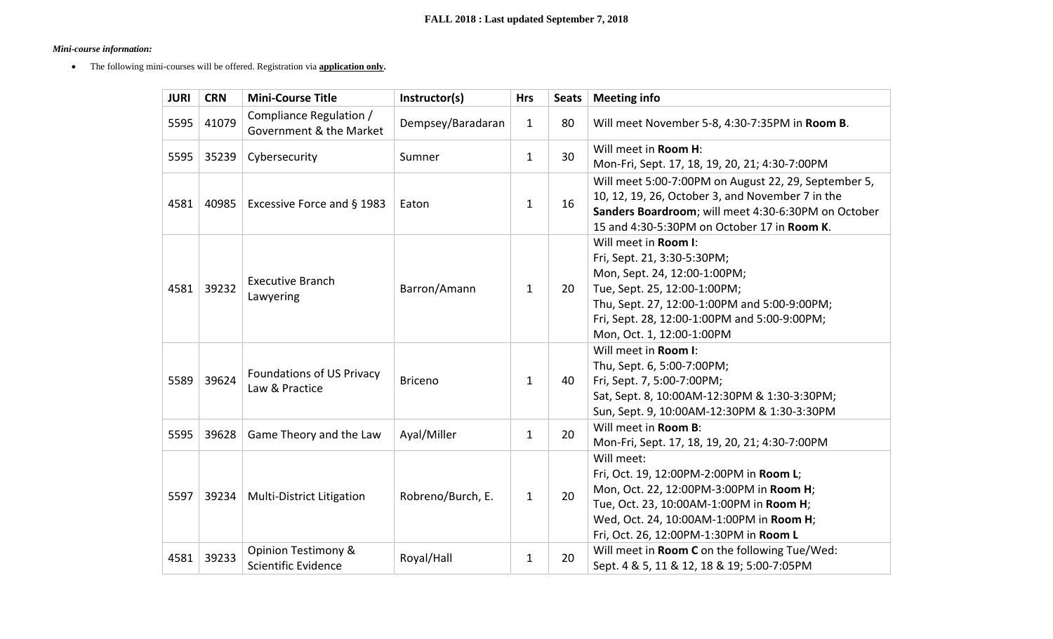**FALL 2018 : Last updated September 7, 2018**

***Mini-course information:***

- The following mini-courses will be offered. Registration via **application only.**

| JURI | CRN | Mini-Course Title | Instructor(s) | Hrs | Seats | Meeting info |
|---|---|---|---|---|---|---|
| 5595 | 41079 | Compliance Regulation / Government & the Market | Dempsey/Baradaran | 1 | 80 | Will meet November 5-8, 4:30-7:35PM in **Room B**. |
| 5595 | 35239 | Cybersecurity | Sumner | 1 | 30 | Will meet in **Room H**:<br>Mon-Fri, Sept. 17, 18, 19, 20, 21; 4:30-7:00PM |
| 4581 | 40985 | Excessive Force and § 1983 | Eaton | 1 | 16 | Will meet 5:00-7:00PM on August 22, 29, September 5, 10, 12, 19, 26, October 3, and November 7 in the **Sanders Boardroom**; will meet 4:30-6:30PM on October 15 and 4:30-5:30PM on October 17 in **Room K**. |
| 4581 | 39232 | Executive Branch Lawyering | Barron/Amann | 1 | 20 | Will meet in **Room I**:<br>Fri, Sept. 21, 3:30-5:30PM;<br>Mon, Sept. 24, 12:00-1:00PM;<br>Tue, Sept. 25, 12:00-1:00PM;<br>Thu, Sept. 27, 12:00-1:00PM and 5:00-9:00PM;<br>Fri, Sept. 28, 12:00-1:00PM and 5:00-9:00PM;<br>Mon, Oct. 1, 12:00-1:00PM |
| 5589 | 39624 | Foundations of US Privacy Law & Practice | Briceno | 1 | 40 | Will meet in **Room I**:<br>Thu, Sept. 6, 5:00-7:00PM;<br>Fri, Sept. 7, 5:00-7:00PM;<br>Sat, Sept. 8, 10:00AM-12:30PM & 1:30-3:30PM;<br>Sun, Sept. 9, 10:00AM-12:30PM & 1:30-3:30PM |
| 5595 | 39628 | Game Theory and the Law | Ayal/Miller | 1 | 20 | Will meet in **Room B**:<br>Mon-Fri, Sept. 17, 18, 19, 20, 21; 4:30-7:00PM |
| 5597 | 39234 | Multi-District Litigation | Robreno/Burch, E. | 1 | 20 | Will meet:<br>Fri, Oct. 19, 12:00PM-2:00PM in **Room L**;<br>Mon, Oct. 22, 12:00PM-3:00PM in **Room H**;<br>Tue, Oct. 23, 10:00AM-1:00PM in **Room H**;<br>Wed, Oct. 24, 10:00AM-1:00PM in **Room H**;<br>Fri, Oct. 26, 12:00PM-1:30PM in **Room L** |
| 4581 | 39233 | Opinion Testimony & Scientific Evidence | Royal/Hall | 1 | 20 | Will meet in **Room C** on the following Tue/Wed:<br>Sept. 4 & 5, 11 & 12, 18 & 19; 5:00-7:05PM |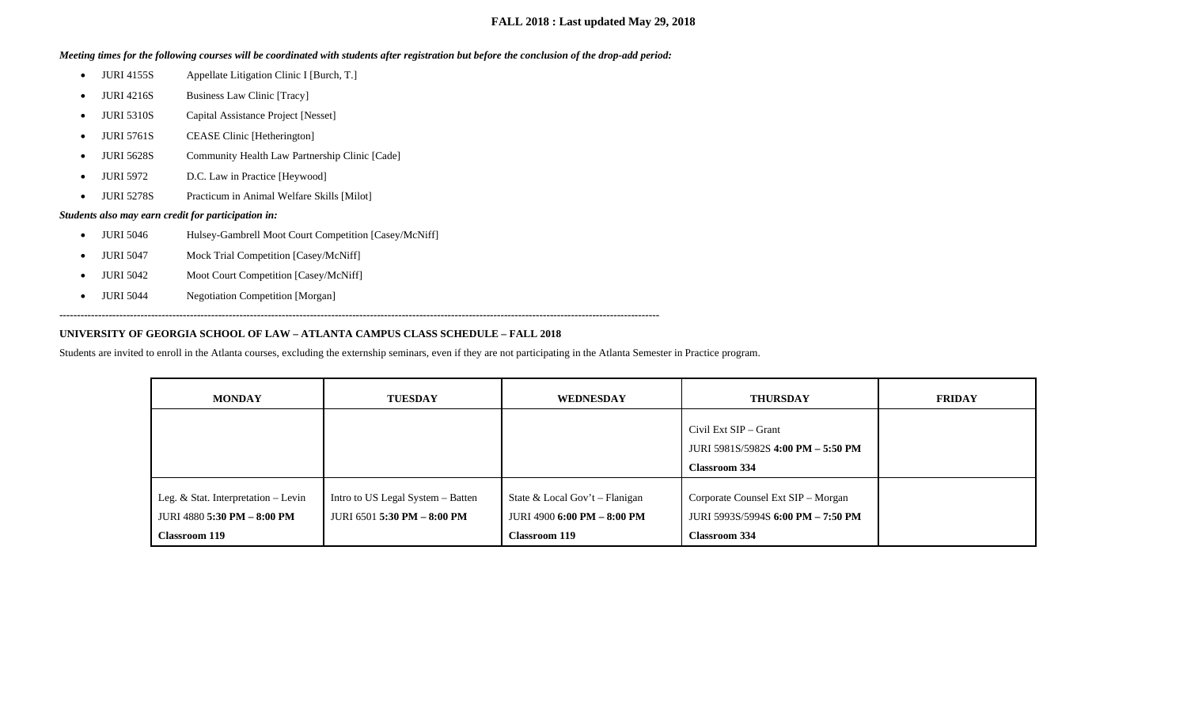**FALL 2018 : Last updated May 29, 2018**

***Meeting times for the following courses will be coordinated with students after registration but before the conclusion of the drop-add period:***

- JURI 4155S Appellate Litigation Clinic I [Burch, T.]
- JURI 4216S Business Law Clinic [Tracy]
- JURI 5310S Capital Assistance Project [Nesset]
- JURI 5761S CEASE Clinic [Hetherington]
- JURI 5628S Community Health Law Partnership Clinic [Cade]
- JURI 5972 D.C. Law in Practice [Heywood]
- JURI 5278S Practicum in Animal Welfare Skills [Milot]

***Students also may earn credit for participation in:***

- JURI 5046 Hulsey-Gambrell Moot Court Competition [Casey/McNiff]
- JURI 5047 Mock Trial Competition [Casey/McNiff]
- JURI 5042 Moot Court Competition [Casey/McNiff]
- JURI 5044 Negotiation Competition [Morgan]

---

**UNIVERSITY OF GEORGIA SCHOOL OF LAW – ATLANTA CAMPUS CLASS SCHEDULE – FALL 2018**

Students are invited to enroll in the Atlanta courses, excluding the externship seminars, even if they are not participating in the Atlanta Semester in Practice program.

| MONDAY | TUESDAY | WEDNESDAY | THURSDAY | FRIDAY |
|---|---|---|---|---|
| | | | Civil Ext SIP – Grant<br>JURI 5981S/5982S **4:00 PM – 5:50 PM**<br>**Classroom 334** | |
| Leg. & Stat. Interpretation – Levin<br>JURI 4880 **5:30 PM – 8:00 PM**<br>**Classroom 119** | Intro to US Legal System – Batten<br>JURI 6501 **5:30 PM – 8:00 PM** | State & Local Gov't – Flanigan<br>JURI 4900 **6:00 PM – 8:00 PM**<br>**Classroom 119** | Corporate Counsel Ext SIP – Morgan<br>JURI 5993S/5994S **6:00 PM – 7:50 PM**<br>**Classroom 334** | |